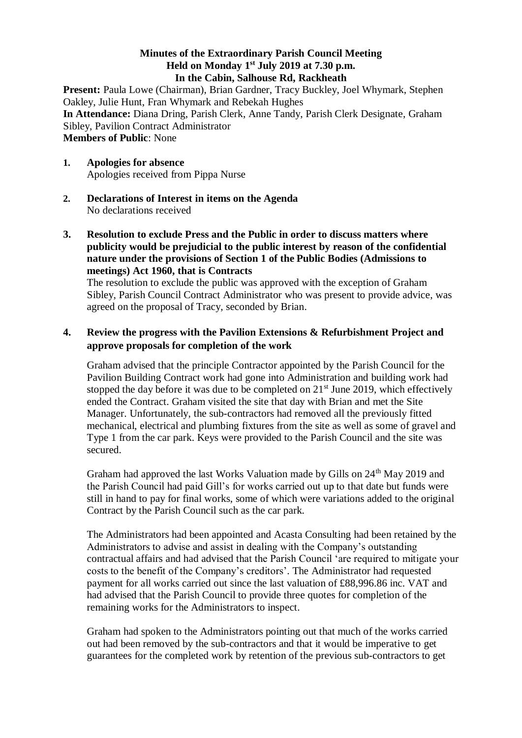**Minutes of the Extraordinary Parish Council Meeting**
**Held on Monday 1st July 2019 at 7.30 p.m.**
**In the Cabin, Salhouse Rd, Rackheath**

**Present:** Paula Lowe (Chairman), Brian Gardner, Tracy Buckley, Joel Whymark, Stephen Oakley, Julie Hunt, Fran Whymark and Rebekah Hughes
**In Attendance:** Diana Dring, Parish Clerk, Anne Tandy, Parish Clerk Designate, Graham Sibley, Pavilion Contract Administrator
**Members of Public**: None

1. **Apologies for absence**
   Apologies received from Pippa Nurse

2. **Declarations of Interest in items on the Agenda**
   No declarations received

3. **Resolution to exclude Press and the Public in order to discuss matters where publicity would be prejudicial to the public interest by reason of the confidential nature under the provisions of Section 1 of the Public Bodies (Admissions to meetings) Act 1960, that is Contracts**
   The resolution to exclude the public was approved with the exception of Graham Sibley, Parish Council Contract Administrator who was present to provide advice, was agreed on the proposal of Tracy, seconded by Brian.

4. **Review the progress with the Pavilion Extensions & Refurbishment Project and approve proposals for completion of the work**

   Graham advised that the principle Contractor appointed by the Parish Council for the Pavilion Building Contract work had gone into Administration and building work had stopped the day before it was due to be completed on 21st June 2019, which effectively ended the Contract. Graham visited the site that day with Brian and met the Site Manager. Unfortunately, the sub-contractors had removed all the previously fitted mechanical, electrical and plumbing fixtures from the site as well as some of gravel and Type 1 from the car park. Keys were provided to the Parish Council and the site was secured.

   Graham had approved the last Works Valuation made by Gills on 24th May 2019 and the Parish Council had paid Gill's for works carried out up to that date but funds were still in hand to pay for final works, some of which were variations added to the original Contract by the Parish Council such as the car park.

   The Administrators had been appointed and Acasta Consulting had been retained by the Administrators to advise and assist in dealing with the Company's outstanding contractual affairs and had advised that the Parish Council 'are required to mitigate your costs to the benefit of the Company's creditors'. The Administrator had requested payment for all works carried out since the last valuation of £88,996.86 inc. VAT and had advised that the Parish Council to provide three quotes for completion of the remaining works for the Administrators to inspect.

   Graham had spoken to the Administrators pointing out that much of the works carried out had been removed by the sub-contractors and that it would be imperative to get guarantees for the completed work by retention of the previous sub-contractors to get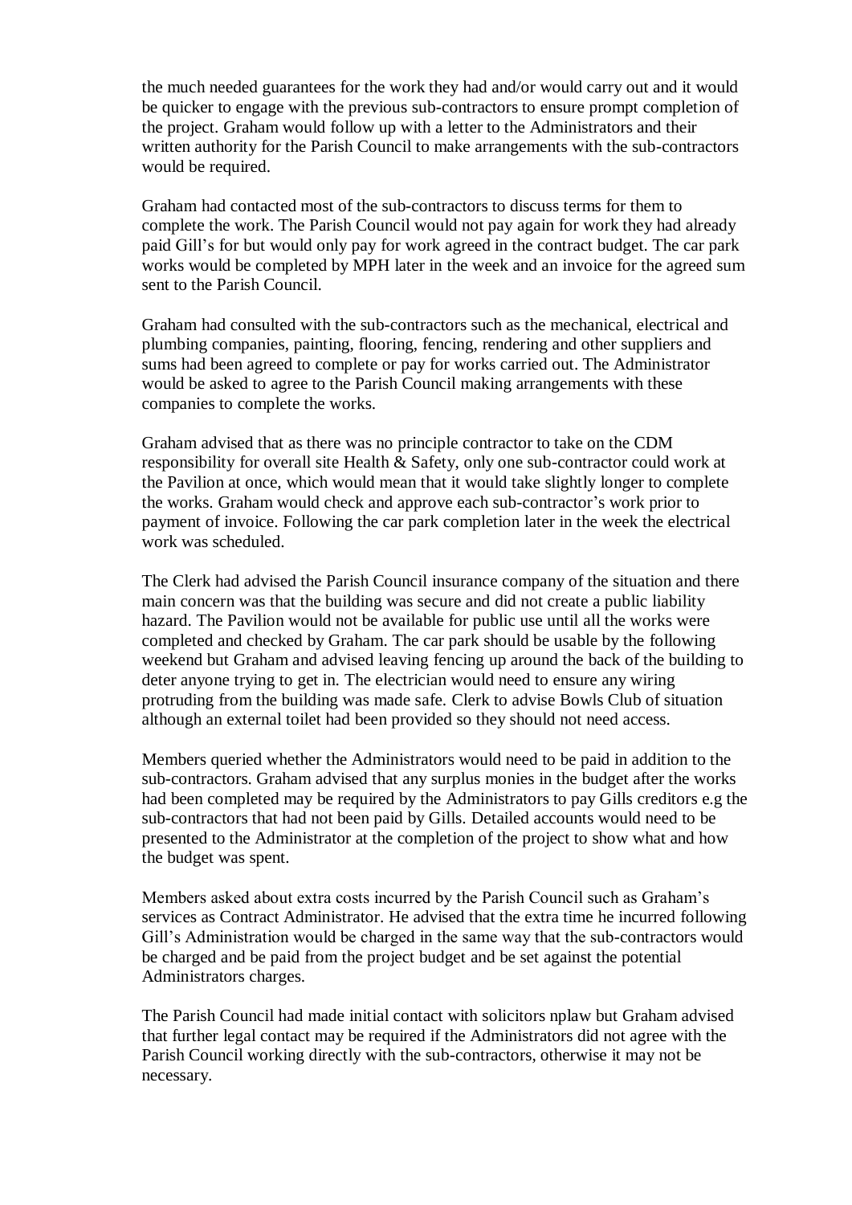the much needed guarantees for the work they had and/or would carry out and it would be quicker to engage with the previous sub-contractors to ensure prompt completion of the project. Graham would follow up with a letter to the Administrators and their written authority for the Parish Council to make arrangements with the sub-contractors would be required.

Graham had contacted most of the sub-contractors to discuss terms for them to complete the work. The Parish Council would not pay again for work they had already paid Gill's for but would only pay for work agreed in the contract budget. The car park works would be completed by MPH later in the week and an invoice for the agreed sum sent to the Parish Council.

Graham had consulted with the sub-contractors such as the mechanical, electrical and plumbing companies, painting, flooring, fencing, rendering and other suppliers and sums had been agreed to complete or pay for works carried out. The Administrator would be asked to agree to the Parish Council making arrangements with these companies to complete the works.

Graham advised that as there was no principle contractor to take on the CDM responsibility for overall site Health & Safety, only one sub-contractor could work at the Pavilion at once, which would mean that it would take slightly longer to complete the works. Graham would check and approve each sub-contractor's work prior to payment of invoice. Following the car park completion later in the week the electrical work was scheduled.

The Clerk had advised the Parish Council insurance company of the situation and there main concern was that the building was secure and did not create a public liability hazard. The Pavilion would not be available for public use until all the works were completed and checked by Graham. The car park should be usable by the following weekend but Graham and advised leaving fencing up around the back of the building to deter anyone trying to get in. The electrician would need to ensure any wiring protruding from the building was made safe. Clerk to advise Bowls Club of situation although an external toilet had been provided so they should not need access.

Members queried whether the Administrators would need to be paid in addition to the sub-contractors. Graham advised that any surplus monies in the budget after the works had been completed may be required by the Administrators to pay Gills creditors e.g the sub-contractors that had not been paid by Gills. Detailed accounts would need to be presented to the Administrator at the completion of the project to show what and how the budget was spent.

Members asked about extra costs incurred by the Parish Council such as Graham's services as Contract Administrator. He advised that the extra time he incurred following Gill's Administration would be charged in the same way that the sub-contractors would be charged and be paid from the project budget and be set against the potential Administrators charges.

The Parish Council had made initial contact with solicitors nplaw but Graham advised that further legal contact may be required if the Administrators did not agree with the Parish Council working directly with the sub-contractors, otherwise it may not be necessary.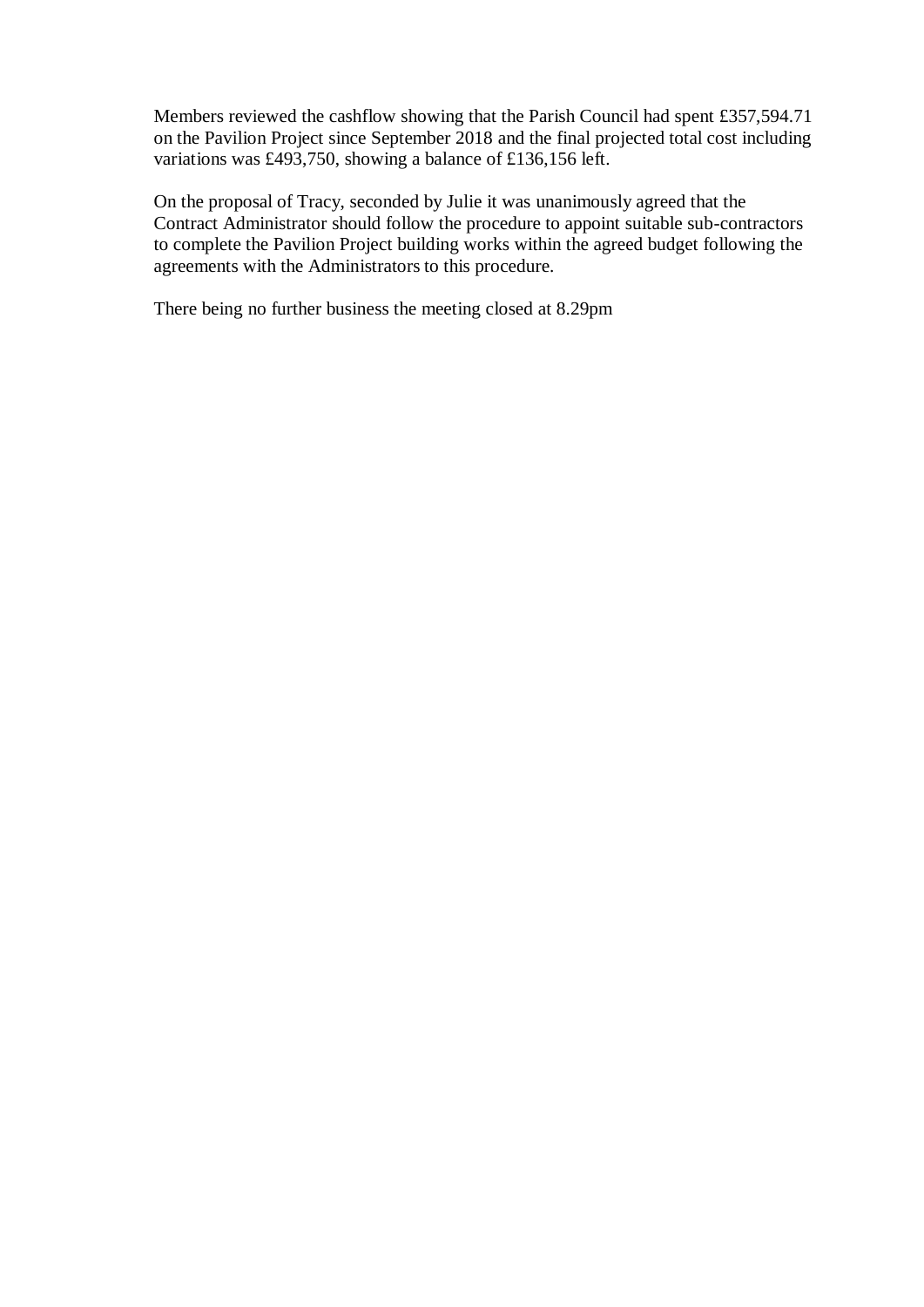Members reviewed the cashflow showing that the Parish Council had spent £357,594.71 on the Pavilion Project since September 2018 and the final projected total cost including variations was £493,750, showing a balance of £136,156 left.

On the proposal of Tracy, seconded by Julie it was unanimously agreed that the Contract Administrator should follow the procedure to appoint suitable sub-contractors to complete the Pavilion Project building works within the agreed budget following the agreements with the Administrators to this procedure.

There being no further business the meeting closed at 8.29pm